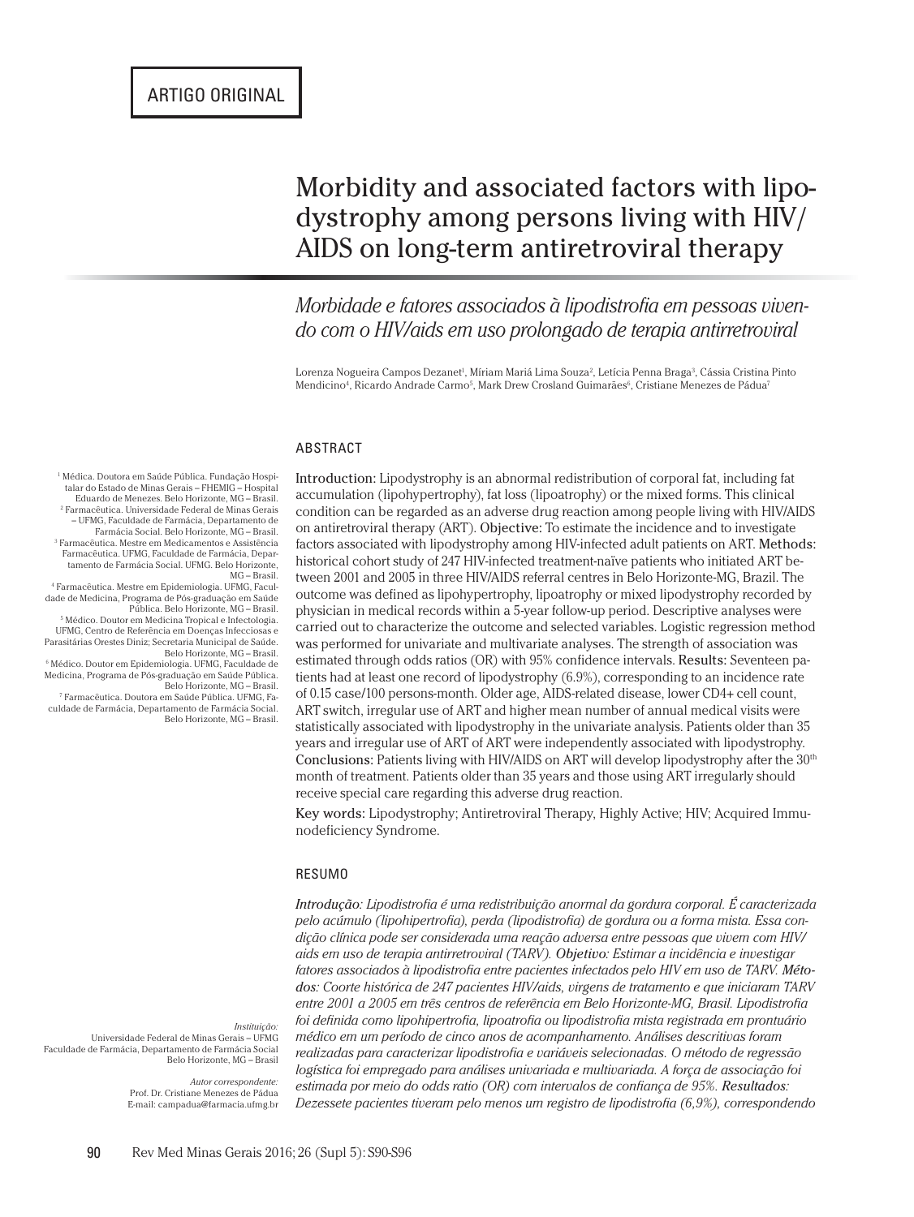ARTIGO ORIGINAL

# Morbidity and associated factors with lipodystrophy among persons living with HIV/AIDS on long-term antiretroviral therapy

## *Morbidade e fatores associados à lipodistrofia em pessoas vivendo com o HIV/aids em uso prolongado de terapia antirretroviral*

Lorenza Nogueira Campos Dezanet[1], Míriam Mariá Lima Souza[2], Letícia Penna Braga[3], Cássia Cristina Pinto Mendicino[4], Ricardo Andrade Carmo[5], Mark Drew Crosland Guimarães[6], Cristiane Menezes de Pádua[7]

[1] Médica. Doutora em Saúde Pública. Fundação Hospitalar do Estado de Minas Gerais – FHEMIG – Hospital Eduardo de Menezes. Belo Horizonte, MG – Brasil.
[2] Farmacêutica. Universidade Federal de Minas Gerais – UFMG, Faculdade de Farmácia, Departamento de Farmácia Social. Belo Horizonte, MG – Brasil.
[3] Farmacêutica. Mestre em Medicamentos e Assistência Farmacêutica. UFMG, Faculdade de Farmácia, Departamento de Farmácia Social. UFMG. Belo Horizonte, MG – Brasil.
[4] Farmacêutica. Mestre em Epidemiologia. UFMG, Faculdade de Medicina, Programa de Pós-graduação em Saúde Pública. Belo Horizonte, MG – Brasil.
[5] Médico. Doutor em Medicina Tropical e Infectologia. UFMG, Centro de Referência em Doenças Infecciosas e Parasitárias Orestes Diniz; Secretaria Municipal de Saúde. Belo Horizonte, MG – Brasil.
[6] Médico. Doutor em Epidemiologia. UFMG, Faculdade de Medicina, Programa de Pós-graduação em Saúde Pública. Belo Horizonte, MG – Brasil.
[7] Farmacêutica. Doutora em Saúde Pública. UFMG, Faculdade de Farmácia, Departamento de Farmácia Social. Belo Horizonte, MG – Brasil.

*Instituição:*
Universidade Federal de Minas Gerais – UFMG
Faculdade de Farmácia, Departamento de Farmácia Social
Belo Horizonte, MG – Brasil

*Autor correspondente:*
Prof. Dr. Cristiane Menezes de Pádua
E-mail: campadua@farmacia.ufmg.br

## ABSTRACT

**Introduction:** Lipodystrophy is an abnormal redistribution of corporal fat, including fat accumulation (lipohypertrophy), fat loss (lipoatrophy) or the mixed forms. This clinical condition can be regarded as an adverse drug reaction among people living with HIV/AIDS on antiretroviral therapy (ART). **Objective:** To estimate the incidence and to investigate factors associated with lipodystrophy among HIV-infected adult patients on ART. **Methods:** historical cohort study of 247 HIV-infected treatment-naïve patients who initiated ART between 2001 and 2005 in three HIV/AIDS referral centres in Belo Horizonte-MG, Brazil. The outcome was defined as lipohypertrophy, lipoatrophy or mixed lipodystrophy recorded by physician in medical records within a 5-year follow-up period. Descriptive analyses were carried out to characterize the outcome and selected variables. Logistic regression method was performed for univariate and multivariate analyses. The strength of association was estimated through odds ratios (OR) with 95% confidence intervals. **Results:** Seventeen patients had at least one record of lipodystrophy (6.9%), corresponding to an incidence rate of 0.15 case/100 persons-month. Older age, AIDS-related disease, lower CD4+ cell count, ART switch, irregular use of ART and higher mean number of annual medical visits were statistically associated with lipodystrophy in the univariate analysis. Patients older than 35 years and irregular use of ART of ART were independently associated with lipodystrophy. **Conclusions:** Patients living with HIV/AIDS on ART will develop lipodystrophy after the 30th month of treatment. Patients older than 35 years and those using ART irregularly should receive special care regarding this adverse drug reaction.

**Key words:** Lipodystrophy; Antiretroviral Therapy, Highly Active; HIV; Acquired Immunodeficiency Syndrome.

## RESUMO

*Introdução: Lipodistrofia é uma redistribuição anormal da gordura corporal. É caracterizada pelo acúmulo (lipohipertrofia), perda (lipodistrofia) de gordura ou a forma mista. Essa condição clínica pode ser considerada uma reação adversa entre pessoas que vivem com HIV/aids em uso de terapia antirretroviral (TARV). Objetivo: Estimar a incidência e investigar fatores associados à lipodistrofia entre pacientes infectados pelo HIV em uso de TARV. Métodos: Coorte histórica de 247 pacientes HIV/aids, virgens de tratamento e que iniciaram TARV entre 2001 a 2005 em três centros de referência em Belo Horizonte-MG, Brasil. Lipodistrofia foi definida como lipohipertrofia, lipoatrofia ou lipodistrofia mista registrada em prontuário médico em um período de cinco anos de acompanhamento. Análises descritivas foram realizadas para caracterizar lipodistrofia e variáveis selecionadas. O método de regressão logística foi empregado para análises univariada e multivariada. A força de associação foi estimada por meio do odds ratio (OR) com intervalos de confiança de 95%. Resultados: Dezessete pacientes tiveram pelo menos um registro de lipodistrofia (6,9%), correspondendo*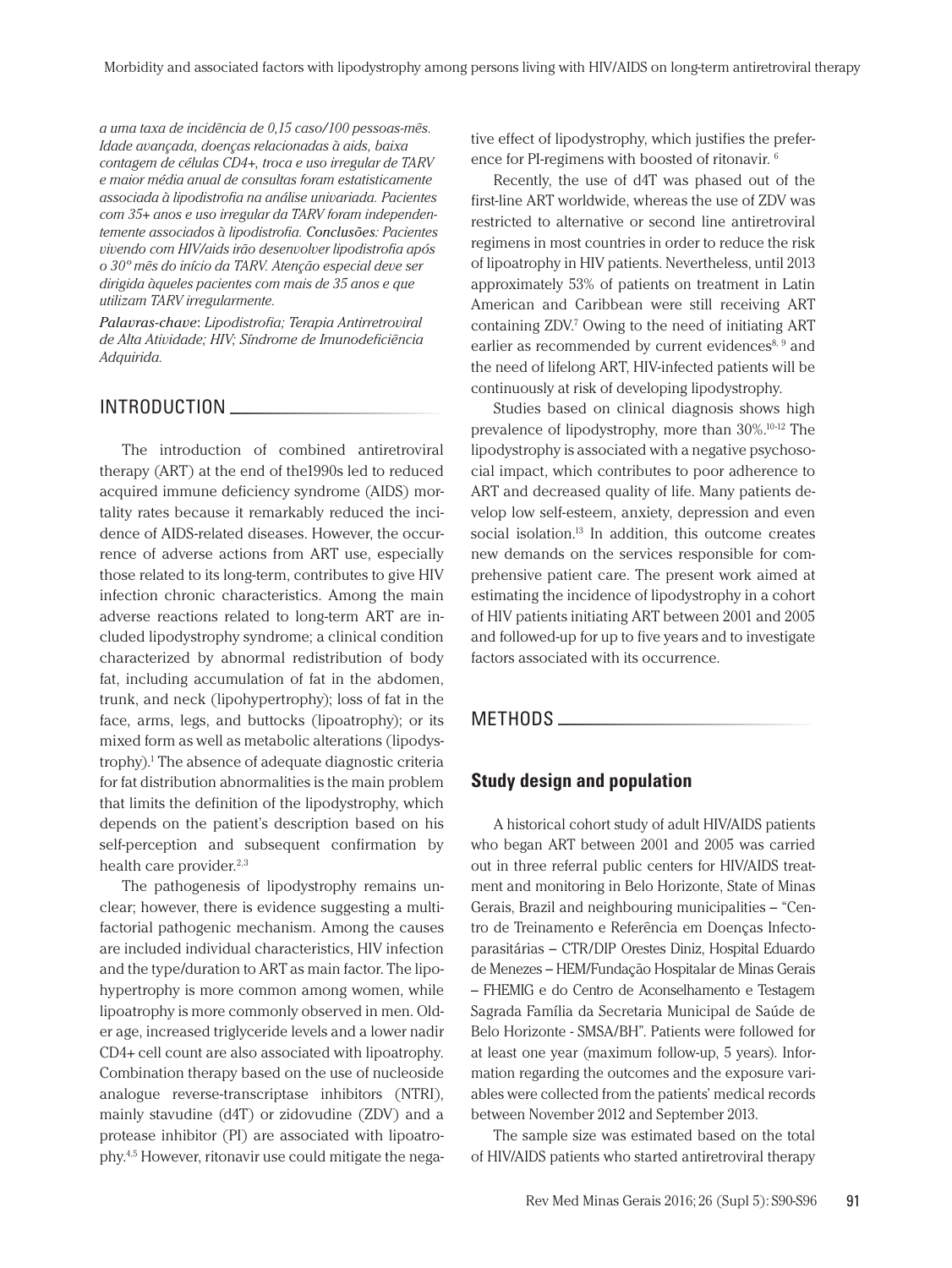*a uma taxa de incidência de 0,15 caso/100 pessoas-mês. Idade avançada, doenças relacionadas à aids, baixa contagem de células CD4+, troca e uso irregular de TARV e maior média anual de consultas foram estatisticamente associada à lipodistrofia na análise univariada. Pacientes com 35+ anos e uso irregular da TARV foram independentemente associados à lipodistrofia.* ***Conclusões:*** *Pacientes vivendo com HIV/aids irão desenvolver lipodistrofia após o 30º mês do início da TARV. Atenção especial deve ser dirigida àqueles pacientes com mais de 35 anos e que utilizam TARV irregularmente.*

***Palavras-chave:*** *Lipodistrofia; Terapia Antirretroviral de Alta Atividade; HIV; Síndrome de Imunodeficiência Adquirida.*

## INTRODUCTION

The introduction of combined antiretroviral therapy (ART) at the end of the1990s led to reduced acquired immune deficiency syndrome (AIDS) mortality rates because it remarkably reduced the incidence of AIDS-related diseases. However, the occurrence of adverse actions from ART use, especially those related to its long-term, contributes to give HIV infection chronic characteristics. Among the main adverse reactions related to long-term ART are included lipodystrophy syndrome; a clinical condition characterized by abnormal redistribution of body fat, including accumulation of fat in the abdomen, trunk, and neck (lipohypertrophy); loss of fat in the face, arms, legs, and buttocks (lipoatrophy); or its mixed form as well as metabolic alterations (lipodystrophy).[1] The absence of adequate diagnostic criteria for fat distribution abnormalities is the main problem that limits the definition of the lipodystrophy, which depends on the patient's description based on his self-perception and subsequent confirmation by health care provider.[2,3]

The pathogenesis of lipodystrophy remains unclear; however, there is evidence suggesting a multifactorial pathogenic mechanism. Among the causes are included individual characteristics, HIV infection and the type/duration to ART as main factor. The lipohypertrophy is more common among women, while lipoatrophy is more commonly observed in men. Older age, increased triglyceride levels and a lower nadir CD4+ cell count are also associated with lipoatrophy. Combination therapy based on the use of nucleoside analogue reverse-transcriptase inhibitors (NTRI), mainly stavudine (d4T) or zidovudine (ZDV) and a protease inhibitor (PI) are associated with lipoatrophy.[4,5] However, ritonavir use could mitigate the negative effect of lipodystrophy, which justifies the preference for PI-regimens with boosted of ritonavir. [6]

Recently, the use of d4T was phased out of the first-line ART worldwide, whereas the use of ZDV was restricted to alternative or second line antiretroviral regimens in most countries in order to reduce the risk of lipoatrophy in HIV patients. Nevertheless, until 2013 approximately 53% of patients on treatment in Latin American and Caribbean were still receiving ART containing ZDV.[7] Owing to the need of initiating ART earlier as recommended by current evidences[8, 9] and the need of lifelong ART, HIV-infected patients will be continuously at risk of developing lipodystrophy.

Studies based on clinical diagnosis shows high prevalence of lipodystrophy, more than 30%.[10-12] The lipodystrophy is associated with a negative psychosocial impact, which contributes to poor adherence to ART and decreased quality of life. Many patients develop low self-esteem, anxiety, depression and even social isolation.[13] In addition, this outcome creates new demands on the services responsible for comprehensive patient care. The present work aimed at estimating the incidence of lipodystrophy in a cohort of HIV patients initiating ART between 2001 and 2005 and followed-up for up to five years and to investigate factors associated with its occurrence.

## METHODS

### Study design and population

A historical cohort study of adult HIV/AIDS patients who began ART between 2001 and 2005 was carried out in three referral public centers for HIV/AIDS treatment and monitoring in Belo Horizonte, State of Minas Gerais, Brazil and neighbouring municipalities – "Centro de Treinamento e Referência em Doenças Infectoparasitárias – CTR/DIP Orestes Diniz, Hospital Eduardo de Menezes – HEM/Fundação Hospitalar de Minas Gerais – FHEMIG e do Centro de Aconselhamento e Testagem Sagrada Família da Secretaria Municipal de Saúde de Belo Horizonte - SMSA/BH". Patients were followed for at least one year (maximum follow-up, 5 years). Information regarding the outcomes and the exposure variables were collected from the patients' medical records between November 2012 and September 2013.

The sample size was estimated based on the total of HIV/AIDS patients who started antiretroviral therapy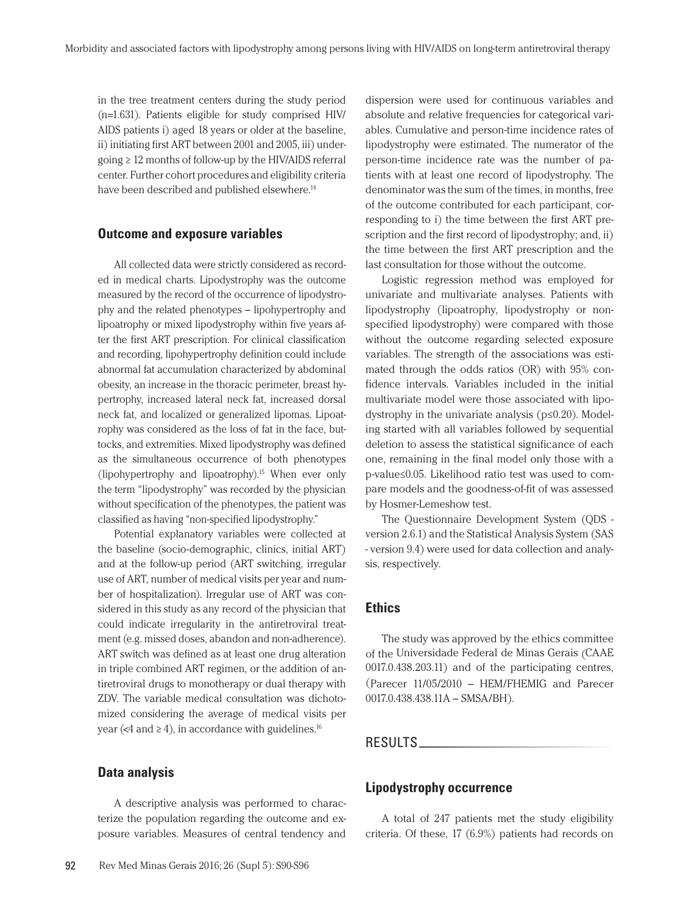in the tree treatment centers during the study period (n=1.631). Patients eligible for study comprised HIV/AIDS patients i) aged 18 years or older at the baseline, ii) initiating first ART between 2001 and 2005, iii) undergoing ≥ 12 months of follow-up by the HIV/AIDS referral center. Further cohort procedures and eligibility criteria have been described and published elsewhere.[14]

### Outcome and exposure variables

All collected data were strictly considered as recorded in medical charts. Lipodystrophy was the outcome measured by the record of the occurrence of lipodystrophy and the related phenotypes – lipohypertrophy and lipoatrophy or mixed lipodystrophy within five years after the first ART prescription. For clinical classification and recording, lipohypertrophy definition could include abnormal fat accumulation characterized by abdominal obesity, an increase in the thoracic perimeter, breast hypertrophy, increased lateral neck fat, increased dorsal neck fat, and localized or generalized lipomas. Lipoatrophy was considered as the loss of fat in the face, buttocks, and extremities. Mixed lipodystrophy was defined as the simultaneous occurrence of both phenotypes (lipohypertrophy and lipoatrophy).[15] When ever only the term "lipodystrophy" was recorded by the physician without specification of the phenotypes, the patient was classified as having "non-specified lipodystrophy."

Potential explanatory variables were collected at the baseline (socio-demographic, clinics, initial ART) and at the follow-up period (ART switching, irregular use of ART, number of medical visits per year and number of hospitalization). Irregular use of ART was considered in this study as any record of the physician that could indicate irregularity in the antiretroviral treatment (e.g. missed doses, abandon and non-adherence). ART switch was defined as at least one drug alteration in triple combined ART regimen, or the addition of antiretroviral drugs to monotherapy or dual therapy with ZDV. The variable medical consultation was dichotomized considering the average of medical visits per year (<4 and ≥ 4), in accordance with guidelines.[16]

### Data analysis

A descriptive analysis was performed to characterize the population regarding the outcome and exposure variables. Measures of central tendency and dispersion were used for continuous variables and absolute and relative frequencies for categorical variables. Cumulative and person-time incidence rates of lipodystrophy were estimated. The numerator of the person-time incidence rate was the number of patients with at least one record of lipodystrophy. The denominator was the sum of the times, in months, free of the outcome contributed for each participant, corresponding to i) the time between the first ART prescription and the first record of lipodystrophy; and, ii) the time between the first ART prescription and the last consultation for those without the outcome.

Logistic regression method was employed for univariate and multivariate analyses. Patients with lipodystrophy (lipoatrophy, lipodystrophy or non-specified lipodystrophy) were compared with those without the outcome regarding selected exposure variables. The strength of the associations was estimated through the odds ratios (OR) with 95% confidence intervals. Variables included in the initial multivariate model were those associated with lipodystrophy in the univariate analysis ($p \leq 0.20$). Modeling started with all variables followed by sequential deletion to assess the statistical significance of each one, remaining in the final model only those with a p-value≤0.05. Likelihood ratio test was used to compare models and the goodness-of-fit of was assessed by Hosmer-Lemeshow test.

The Questionnaire Development System (QDS - version 2.6.1) and the Statistical Analysis System (SAS - version 9.4) were used for data collection and analysis, respectively.

### Ethics

The study was approved by the ethics committee of the Universidade Federal de Minas Gerais (CAAE 0017.0.438.203.11) and of the participating centres, (Parecer 11/05/2010 – HEM/FHEMIG and Parecer 0017.0.438.438.11A – SMSA/BH).

## RESULTS

### Lipodystrophy occurrence

A total of 247 patients met the study eligibility criteria. Of these, 17 (6.9%) patients had records on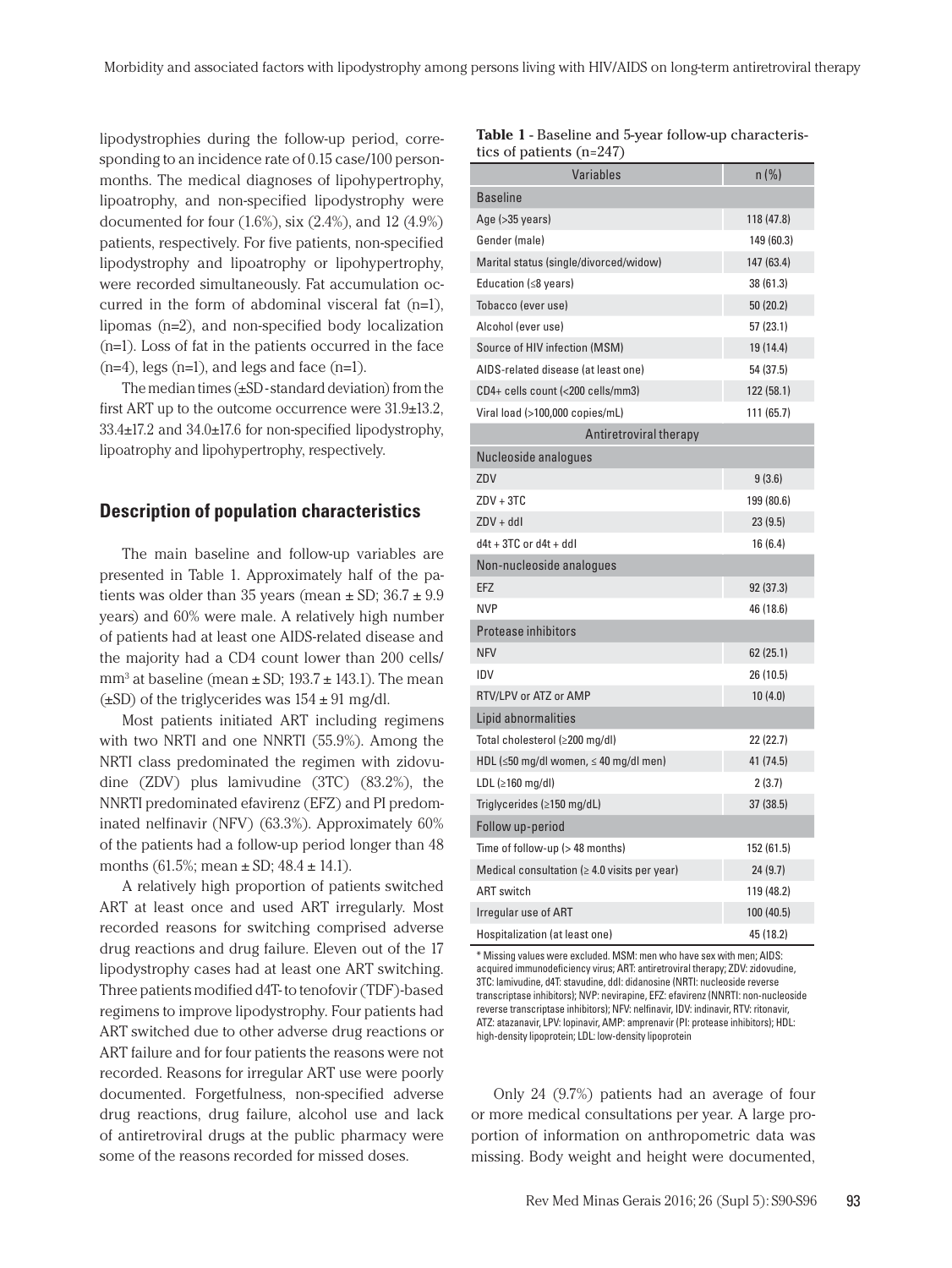lipodystrophies during the follow-up period, corresponding to an incidence rate of 0.15 case/100 person-months. The medical diagnoses of lipohypertrophy, lipoatrophy, and non-specified lipodystrophy were documented for four (1.6%), six (2.4%), and 12 (4.9%) patients, respectively. For five patients, non-specified lipodystrophy and lipoatrophy or lipohypertrophy, were recorded simultaneously. Fat accumulation occurred in the form of abdominal visceral fat (n=1), lipomas (n=2), and non-specified body localization (n=1). Loss of fat in the patients occurred in the face (n=4), legs (n=1), and legs and face (n=1).

The median times (±SD - standard deviation) from the first ART up to the outcome occurrence were 31.9±13.2, 33.4±17.2 and 34.0±17.6 for non-specified lipodystrophy, lipoatrophy and lipohypertrophy, respectively.

## Description of population characteristics

The main baseline and follow-up variables are presented in Table 1. Approximately half of the patients was older than 35 years (mean ± SD; 36.7 ± 9.9 years) and 60% were male. A relatively high number of patients had at least one AIDS-related disease and the majority had a CD4 count lower than 200 cells/mm$^3$ at baseline (mean ± SD; 193.7 ± 143.1). The mean (±SD) of the triglycerides was 154 ± 91 mg/dl.

Most patients initiated ART including regimens with two NRTI and one NNRTI (55.9%). Among the NRTI class predominated the regimen with zidovudine (ZDV) plus lamivudine (3TC) (83.2%), the NNRTI predominated efavirenz (EFZ) and PI predominated nelfinavir (NFV) (63.3%). Approximately 60% of the patients had a follow-up period longer than 48 months (61.5%; mean ± SD; 48.4 ± 14.1).

A relatively high proportion of patients switched ART at least once and used ART irregularly. Most recorded reasons for switching comprised adverse drug reactions and drug failure. Eleven out of the 17 lipodystrophy cases had at least one ART switching. Three patients modified d4T- to tenofovir (TDF)-based regimens to improve lipodystrophy. Four patients had ART switched due to other adverse drug reactions or ART failure and for four patients the reasons were not recorded. Reasons for irregular ART use were poorly documented. Forgetfulness, non-specified adverse drug reactions, drug failure, alcohol use and lack of antiretroviral drugs at the public pharmacy were some of the reasons recorded for missed doses.

**Table 1** - Baseline and 5-year follow-up characteristics of patients (n=247)

| Variables | n (%) |
|---|---|
| **Baseline** | |
| Age (>35 years) | 118 (47.8) |
| Gender (male) | 149 (60.3) |
| Marital status (single/divorced/widow) | 147 (63.4) |
| Education (≤8 years) | 38 (61.3) |
| Tobacco (ever use) | 50 (20.2) |
| Alcohol (ever use) | 57 (23.1) |
| Source of HIV infection (MSM) | 19 (14.4) |
| AIDS-related disease (at least one) | 54 (37.5) |
| CD4+ cells count (<200 cells/mm3) | 122 (58.1) |
| Viral load (>100,000 copies/mL) | 111 (65.7) |
| **Antiretroviral therapy** | |
| **Nucleoside analogues** | |
| ZDV | 9 (3.6) |
| ZDV + 3TC | 199 (80.6) |
| ZDV + ddI | 23 (9.5) |
| d4t + 3TC or d4t + ddI | 16 (6.4) |
| **Non-nucleoside analogues** | |
| EFZ | 92 (37.3) |
| NVP | 46 (18.6) |
| **Protease inhibitors** | |
| NFV | 62 (25.1) |
| IDV | 26 (10.5) |
| RTV/LPV or ATZ or AMP | 10 (4.0) |
| **Lipid abnormalities** | |
| Total cholesterol (≥200 mg/dl) | 22 (22.7) |
| HDL (≤50 mg/dl women, ≤ 40 mg/dl men) | 41 (74.5) |
| LDL (≥160 mg/dl) | 2 (3.7) |
| Triglycerides (≥150 mg/dL) | 37 (38.5) |
| **Follow up-period** | |
| Time of follow-up (> 48 months) | 152 (61.5) |
| Medical consultation (≥ 4.0 visits per year) | 24 (9.7) |
| ART switch | 119 (48.2) |
| Irregular use of ART | 100 (40.5) |
| Hospitalization (at least one) | 45 (18.2) |

* Missing values were excluded. MSM: men who have sex with men; AIDS: acquired immunodeficiency virus; ART: antiretroviral therapy; ZDV: zidovudine, 3TC: lamivudine, d4T: stavudine, ddI: didanosine (NRTI: nucleoside reverse transcriptase inhibitors); NVP: nevirapine, EFZ: efavirenz (NNRTI: non-nucleoside reverse transcriptase inhibitors); NFV: nelfinavir, IDV: indinavir, RTV: ritonavir, ATZ: atazanavir, LPV: lopinavir, AMP: amprenavir (PI: protease inhibitors); HDL: high-density lipoprotein; LDL: low-density lipoprotein

Only 24 (9.7%) patients had an average of four or more medical consultations per year. A large proportion of information on anthropometric data was missing. Body weight and height were documented,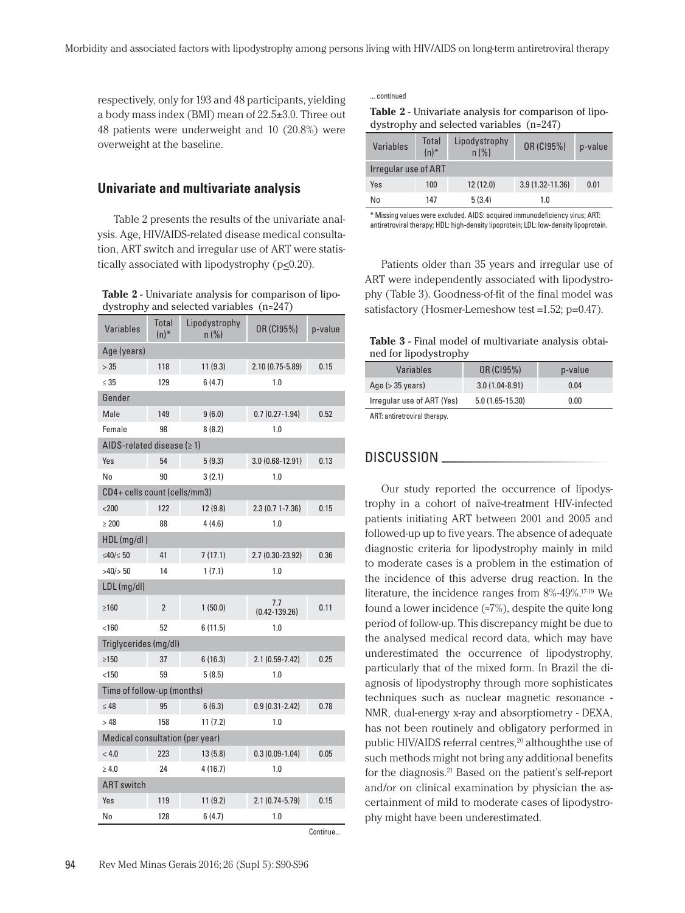respectively, only for 193 and 48 participants, yielding a body mass index (BMI) mean of 22.5±3.0. Three out 48 patients were underweight and 10 (20.8%) were overweight at the baseline.

## Univariate and multivariate analysis

Table 2 presents the results of the univariate analysis. Age, HIV/AIDS-related disease medical consultation, ART switch and irregular use of ART were statistically associated with lipodystrophy ($p\leq0.20$).

**Table 2** - Univariate analysis for comparison of lipodystrophy and selected variables (n=247)

| Variables | Total (n)* | Lipodystrophy n (%) | OR (CI95%) | p-value |
|---|---|---|---|---|
| Age (years) | | | | |
| > 35 | 118 | 11 (9.3) | 2.10 (0.75-5.89) | 0.15 |
| ≤ 35 | 129 | 6 (4.7) | 1.0 | |
| Gender | | | | |
| Male | 149 | 9 (6.0) | 0.7 (0.27-1.94) | 0.52 |
| Female | 98 | 8 (8.2) | 1.0 | |
| AIDS-related disease (≥ 1) | | | | |
| Yes | 54 | 5 (9.3) | 3.0 (0.68-12.91) | 0.13 |
| No | 90 | 3 (2.1) | 1.0 | |
| CD4+ cells count (cells/mm3) | | | | |
| <200 | 122 | 12 (9.8) | 2.3 (0.7 1-7.36) | 0.15 |
| ≥ 200 | 88 | 4 (4.6) | 1.0 | |
| HDL (mg/dl ) | | | | |
| ≤40/≤ 50 | 41 | 7 (17.1) | 2.7 (0.30-23.92) | 0.36 |
| >40/> 50 | 14 | 1 (7.1) | 1.0 | |
| LDL (mg/dl) | | | | |
| ≥160 | 2 | 1 (50.0) | 7.7 (0.42-139.26) | 0.11 |
| <160 | 52 | 6 (11.5) | 1.0 | |
| Triglycerides (mg/dl) | | | | |
| ≥150 | 37 | 6 (16.3) | 2.1 (0.59-7.42) | 0.25 |
| <150 | 59 | 5 (8.5) | 1.0 | |
| Time of follow-up (months) | | | | |
| ≤ 48 | 95 | 6 (6.3) | 0.9 (0.31-2.42) | 0.78 |
| > 48 | 158 | 11 (7.2) | 1.0 | |
| Medical consultation (per year) | | | | |
| < 4.0 | 223 | 13 (5.8) | 0.3 (0.09-1.04) | 0.05 |
| ≥ 4.0 | 24 | 4 (16.7) | 1.0 | |
| ART switch | | | | |
| Yes | 119 | 11 (9.2) | 2.1 (0.74-5.79) | 0.15 |
| No | 128 | 6 (4.7) | 1.0 | |
| Irregular use of ART | | | | |
| Yes | 100 | 12 (12.0) | 3.9 (1.32-11.36) | 0.01 |
| No | 147 | 5 (3.4) | 1.0 | |

\* Missing values were excluded. AIDS: acquired immunodeficiency virus; ART: antiretroviral therapy; HDL: high-density lipoprotein; LDL: low-density lipoprotein.

Patients older than 35 years and irregular use of ART were independently associated with lipodystrophy (Table 3). Goodness-of-fit of the final model was satisfactory (Hosmer-Lemeshow test =1.52; p=0.47).

**Table 3** - Final model of multivariate analysis obtained for lipodystrophy

| Variables | OR (CI95%) | p-value |
|---|---|---|
| Age (> 35 years) | 3.0 (1.04-8.91) | 0.04 |
| Irregular use of ART (Yes) | 5.0 (1.65-15.30) | 0.00 |

ART: antiretroviral therapy.

## DISCUSSION

Our study reported the occurrence of lipodystrophy in a cohort of naïve-treatment HIV-infected patients initiating ART between 2001 and 2005 and followed-up up to five years. The absence of adequate diagnostic criteria for lipodystrophy mainly in mild to moderate cases is a problem in the estimation of the incidence of this adverse drug reaction. In the literature, the incidence ranges from 8%-49%.[17-19] We found a lower incidence (≈7%), despite the quite long period of follow-up. This discrepancy might be due to the analysed medical record data, which may have underestimated the occurrence of lipodystrophy, particularly that of the mixed form. In Brazil the diagnosis of lipodystrophy through more sophisticates techniques such as nuclear magnetic resonance - NMR, dual-energy x-ray and absorptiometry - DEXA, has not been routinely and obligatory performed in public HIV/AIDS referral centres,[20] althoughthe use of such methods might not bring any additional benefits for the diagnosis.[21] Based on the patient's self-report and/or on clinical examination by physician the ascertainment of mild to moderate cases of lipodystrophy might have been underestimated.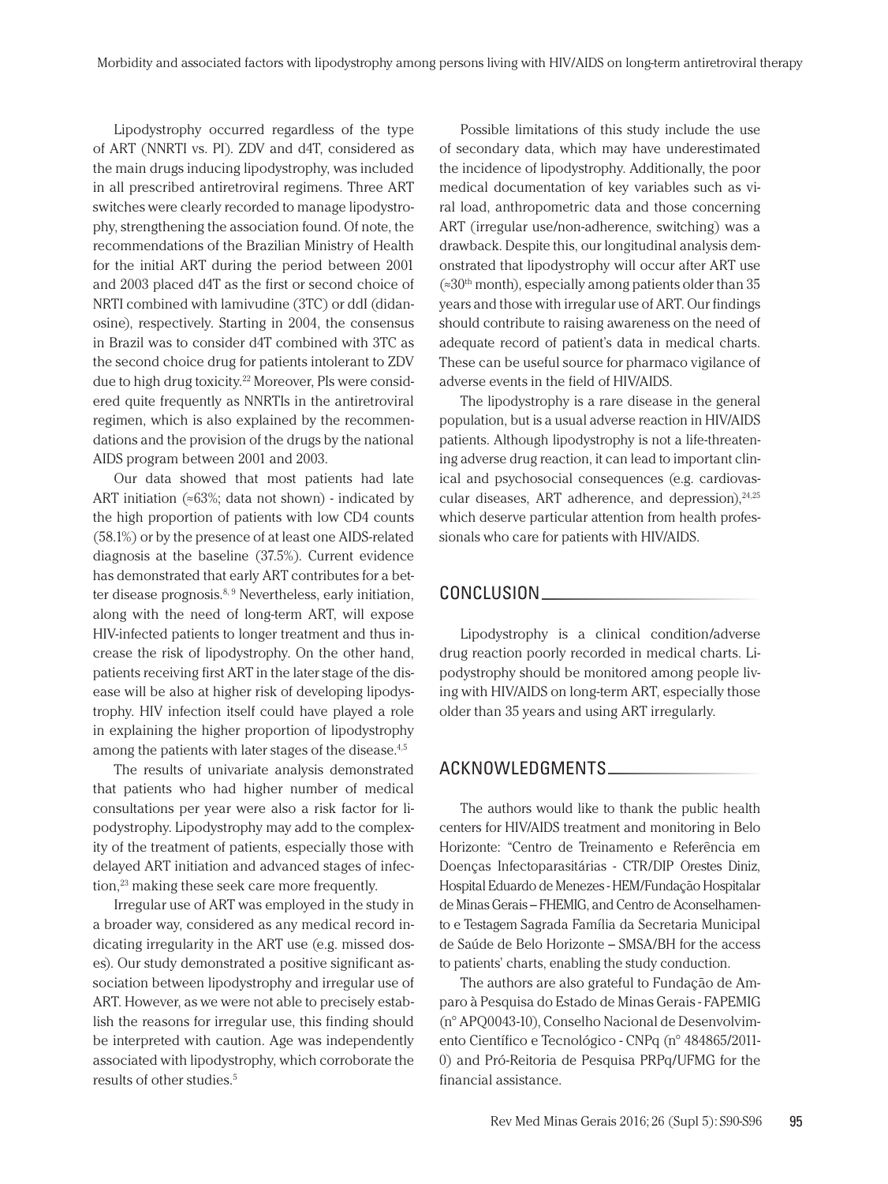Lipodystrophy occurred regardless of the type of ART (NNRTI vs. PI). ZDV and d4T, considered as the main drugs inducing lipodystrophy, was included in all prescribed antiretroviral regimens. Three ART switches were clearly recorded to manage lipodystrophy, strengthening the association found. Of note, the recommendations of the Brazilian Ministry of Health for the initial ART during the period between 2001 and 2003 placed d4T as the first or second choice of NRTI combined with lamivudine (3TC) or ddI (didanosine), respectively. Starting in 2004, the consensus in Brazil was to consider d4T combined with 3TC as the second choice drug for patients intolerant to ZDV due to high drug toxicity.[22] Moreover, PIs were considered quite frequently as NNRTIs in the antiretroviral regimen, which is also explained by the recommendations and the provision of the drugs by the national AIDS program between 2001 and 2003.

Our data showed that most patients had late ART initiation (≈63%; data not shown) - indicated by the high proportion of patients with low CD4 counts (58.1%) or by the presence of at least one AIDS-related diagnosis at the baseline (37.5%). Current evidence has demonstrated that early ART contributes for a better disease prognosis.[8, 9] Nevertheless, early initiation, along with the need of long-term ART, will expose HIV-infected patients to longer treatment and thus increase the risk of lipodystrophy. On the other hand, patients receiving first ART in the later stage of the disease will be also at higher risk of developing lipodystrophy. HIV infection itself could have played a role in explaining the higher proportion of lipodystrophy among the patients with later stages of the disease.[4,5]

The results of univariate analysis demonstrated that patients who had higher number of medical consultations per year were also a risk factor for lipodystrophy. Lipodystrophy may add to the complexity of the treatment of patients, especially those with delayed ART initiation and advanced stages of infection,[23] making these seek care more frequently.

Irregular use of ART was employed in the study in a broader way, considered as any medical record indicating irregularity in the ART use (e.g. missed doses). Our study demonstrated a positive significant association between lipodystrophy and irregular use of ART. However, as we were not able to precisely establish the reasons for irregular use, this finding should be interpreted with caution. Age was independently associated with lipodystrophy, which corroborate the results of other studies.[5]

Possible limitations of this study include the use of secondary data, which may have underestimated the incidence of lipodystrophy. Additionally, the poor medical documentation of key variables such as viral load, anthropometric data and those concerning ART (irregular use/non-adherence, switching) was a drawback. Despite this, our longitudinal analysis demonstrated that lipodystrophy will occur after ART use (≈30$^{th}$ month), especially among patients older than 35 years and those with irregular use of ART. Our findings should contribute to raising awareness on the need of adequate record of patient's data in medical charts. These can be useful source for pharmaco vigilance of adverse events in the field of HIV/AIDS.

The lipodystrophy is a rare disease in the general population, but is a usual adverse reaction in HIV/AIDS patients. Although lipodystrophy is not a life-threatening adverse drug reaction, it can lead to important clinical and psychosocial consequences (e.g. cardiovascular diseases, ART adherence, and depression),[24,25] which deserve particular attention from health professionals who care for patients with HIV/AIDS.

## CONCLUSION

Lipodystrophy is a clinical condition/adverse drug reaction poorly recorded in medical charts. Lipodystrophy should be monitored among people living with HIV/AIDS on long-term ART, especially those older than 35 years and using ART irregularly.

## ACKNOWLEDGMENTS

The authors would like to thank the public health centers for HIV/AIDS treatment and monitoring in Belo Horizonte: "Centro de Treinamento e Referência em Doenças Infectoparasitárias - CTR/DIP Orestes Diniz, Hospital Eduardo de Menezes - HEM/Fundação Hospitalar de Minas Gerais – FHEMIG, and Centro de Aconselhamento e Testagem Sagrada Família da Secretaria Municipal de Saúde de Belo Horizonte – SMSA/BH for the access to patients' charts, enabling the study conduction.

The authors are also grateful to Fundação de Amparo à Pesquisa do Estado de Minas Gerais - FAPEMIG (n° APQ0043-10), Conselho Nacional de Desenvolvimento Científico e Tecnológico - CNPq (n° 484865/2011-0) and Pró-Reitoria de Pesquisa PRPq/UFMG for the financial assistance.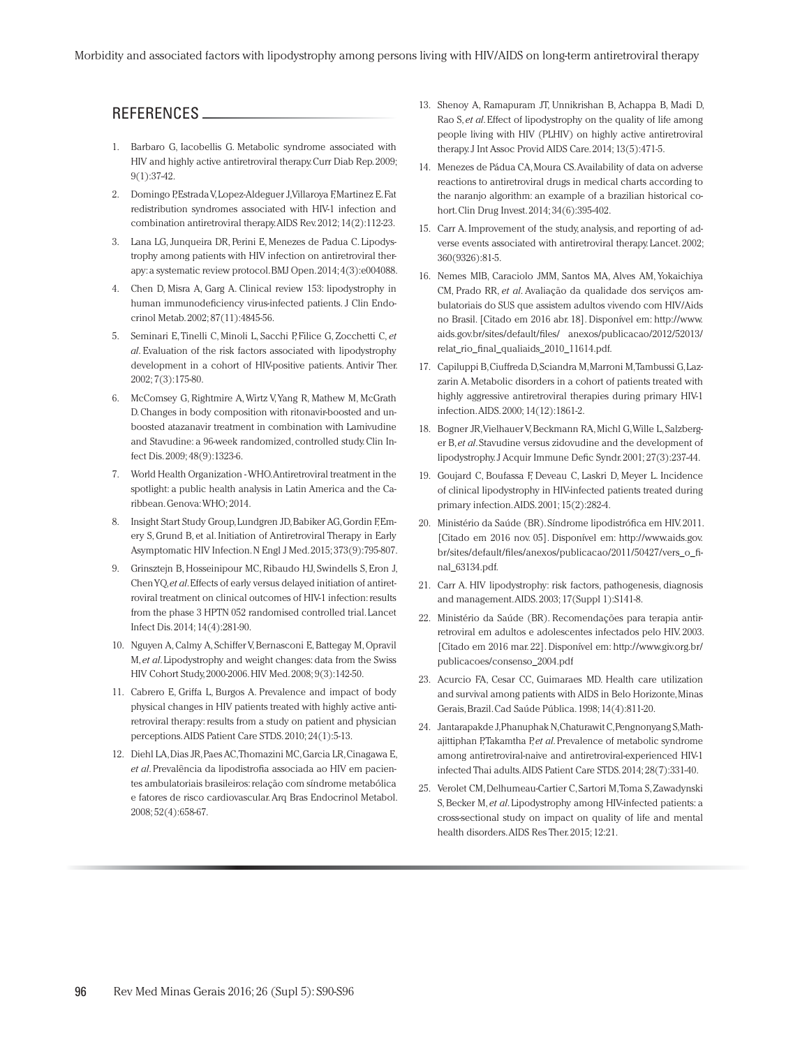## REFERENCES

1. Barbaro G, Iacobellis G. Metabolic syndrome associated with HIV and highly active antiretroviral therapy. Curr Diab Rep. 2009; 9(1):37-42.
2. Domingo P, Estrada V, Lopez-Aldeguer J, Villaroya F, Martinez E. Fat redistribution syndromes associated with HIV-1 infection and combination antiretroviral therapy. AIDS Rev. 2012; 14(2):112-23.
3. Lana LG, Junqueira DR, Perini E, Menezes de Padua C. Lipodystrophy among patients with HIV infection on antiretroviral therapy: a systematic review protocol. BMJ Open. 2014; 4(3):e004088.
4. Chen D, Misra A, Garg A. Clinical review 153: lipodystrophy in human immunodeficiency virus-infected patients. J Clin Endocrinol Metab. 2002; 87(11):4845-56.
5. Seminari E, Tinelli C, Minoli L, Sacchi P, Filice G, Zocchetti C, *et al*. Evaluation of the risk factors associated with lipodystrophy development in a cohort of HIV-positive patients. Antivir Ther. 2002; 7(3):175-80.
6. McComsey G, Rightmire A, Wirtz V, Yang R, Mathew M, McGrath D. Changes in body composition with ritonavir-boosted and unboosted atazanavir treatment in combination with Lamivudine and Stavudine: a 96-week randomized, controlled study. Clin Infect Dis. 2009; 48(9):1323-6.
7. World Health Organization - WHO. Antiretroviral treatment in the spotlight: a public health analysis in Latin America and the Caribbean. Genova: WHO; 2014.
8. Insight Start Study Group, Lundgren JD, Babiker AG, Gordin F, Emery S, Grund B, et al. Initiation of Antiretroviral Therapy in Early Asymptomatic HIV Infection. N Engl J Med. 2015; 373(9):795-807.
9. Grinsztejn B, Hosseinipour MC, Ribaudo HJ, Swindells S, Eron J, Chen YQ, *et al*. Effects of early versus delayed initiation of antiretroviral treatment on clinical outcomes of HIV-1 infection: results from the phase 3 HPTN 052 randomised controlled trial. Lancet Infect Dis. 2014; 14(4):281-90.
10. Nguyen A, Calmy A, Schiffer V, Bernasconi E, Battegay M, Opravil M, *et al*. Lipodystrophy and weight changes: data from the Swiss HIV Cohort Study, 2000-2006. HIV Med. 2008; 9(3):142-50.
11. Cabrero E, Griffa L, Burgos A. Prevalence and impact of body physical changes in HIV patients treated with highly active antiretroviral therapy: results from a study on patient and physician perceptions. AIDS Patient Care STDS. 2010; 24(1):5-13.
12. Diehl LA, Dias JR, Paes AC, Thomazini MC, Garcia LR, Cinagawa E, *et al*. Prevalência da lipodistrofia associada ao HIV em pacientes ambulatoriais brasileiros: relação com síndrome metabólica e fatores de risco cardiovascular. Arq Bras Endocrinol Metabol. 2008; 52(4):658-67.
13. Shenoy A, Ramapuram JT, Unnikrishnan B, Achappa B, Madi D, Rao S, *et al*. Effect of lipodystrophy on the quality of life among people living with HIV (PLHIV) on highly active antiretroviral therapy. J Int Assoc Provid AIDS Care. 2014; 13(5):471-5.
14. Menezes de Pádua CA, Moura CS. Availability of data on adverse reactions to antiretroviral drugs in medical charts according to the naranjo algorithm: an example of a brazilian historical cohort. Clin Drug Invest. 2014; 34(6):395-402.
15. Carr A. Improvement of the study, analysis, and reporting of adverse events associated with antiretroviral therapy. Lancet. 2002; 360(9326):81-5.
16. Nemes MIB, Caraciolo JMM, Santos MA, Alves AM, Yokaichiya CM, Prado RR, *et al*. Avaliação da qualidade dos serviços ambulatoriais do SUS que assistem adultos vivendo com HIV/Aids no Brasil. [Citado em 2016 abr. 18]. Disponível em: http://www.aids.gov.br/sites/default/files/ anexos/publicacao/2012/52013/relat_rio_final_qualiaids_2010_11614.pdf.
17. Capiluppi B, Ciuffreda D, Sciandra M, Marroni M, Tambussi G, Lazzarin A. Metabolic disorders in a cohort of patients treated with highly aggressive antiretroviral therapies during primary HIV-1 infection. AIDS. 2000; 14(12):1861-2.
18. Bogner JR, Vielhauer V, Beckmann RA, Michl G, Wille L, Salzberger B, *et al*. Stavudine versus zidovudine and the development of lipodystrophy. J Acquir Immune Defic Syndr. 2001; 27(3):237-44.
19. Goujard C, Boufassa F, Deveau C, Laskri D, Meyer L. Incidence of clinical lipodystrophy in HIV-infected patients treated during primary infection. AIDS. 2001; 15(2):282-4.
20. Ministério da Saúde (BR). Síndrome lipodistrófica em HIV. 2011. [Citado em 2016 nov. 05]. Disponível em: http://www.aids.gov.br/sites/default/files/anexos/publicacao/2011/50427/vers_o_final_63134.pdf.
21. Carr A. HIV lipodystrophy: risk factors, pathogenesis, diagnosis and management. AIDS. 2003; 17(Suppl 1):S141-8.
22. Ministério da Saúde (BR). Recomendações para terapia antirretroviral em adultos e adolescentes infectados pelo HIV. 2003. [Citado em 2016 mar. 22]. Disponível em: http://www.giv.org.br/publicacoes/consenso_2004.pdf
23. Acurcio FA, Cesar CC, Guimaraes MD. Health care utilization and survival among patients with AIDS in Belo Horizonte, Minas Gerais, Brazil. Cad Saúde Pública. 1998; 14(4):811-20.
24. Jantarapakde J, Phanuphak N, Chaturawit C, Pengnonyang S, Mathajittiphan P, Takamtha P, *et al*. Prevalence of metabolic syndrome among antiretroviral-naive and antiretroviral-experienced HIV-1 infected Thai adults. AIDS Patient Care STDS. 2014; 28(7):331-40.
25. Verolet CM, Delhumeau-Cartier C, Sartori M, Toma S, Zawadynski S, Becker M, *et al*. Lipodystrophy among HIV-infected patients: a cross-sectional study on impact on quality of life and mental health disorders. AIDS Res Ther. 2015; 12:21.